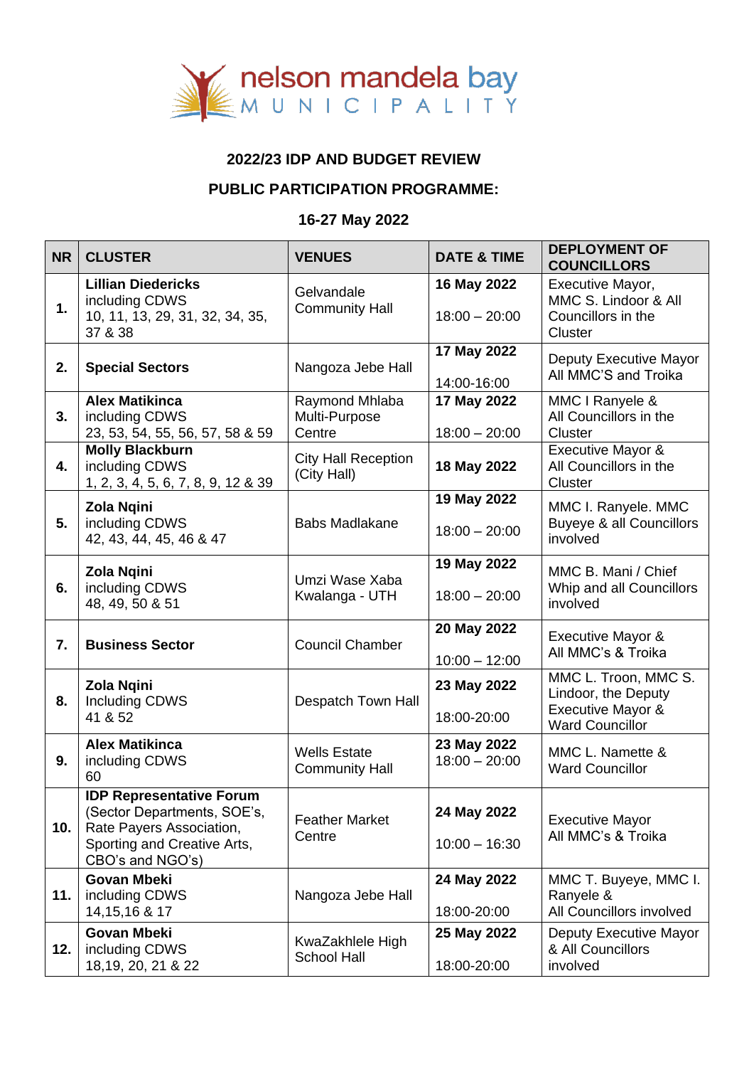nelson mandela bay MUNICIPALITY

## 2022/23 IDP AND BUDGET REVIEW

## PUBLIC PARTICIPATION PROGRAMME:

## 16-27 May 2022

| NR | CLUSTER | VENUES | DATE & TIME | DEPLOYMENT OF COUNCILLORS |
|---|---|---|---|---|
| 1. | **Lillian Diedericks** including CDWS 10, 11, 13, 29, 31, 32, 34, 35, 37 & 38 | Gelvandale Community Hall | **16 May 2022** 18:00 – 20:00 | Executive Mayor, MMC S. Lindoor & All Councillors in the Cluster |
| 2. | **Special Sectors** | Nangoza Jebe Hall | **17 May 2022** 14:00-16:00 | Deputy Executive Mayor All MMC'S and Troika |
| 3. | **Alex Matikinca** including CDWS 23, 53, 54, 55, 56, 57, 58 & 59 | Raymond Mhlaba Multi-Purpose Centre | **17 May 2022** 18:00 – 20:00 | MMC I Ranyele & All Councillors in the Cluster |
| 4. | **Molly Blackburn** including CDWS 1, 2, 3, 4, 5, 6, 7, 8, 9, 12 & 39 | City Hall Reception (City Hall) | **18 May 2022** | Executive Mayor & All Councillors in the Cluster |
| 5. | **Zola Nqini** including CDWS 42, 43, 44, 45, 46 & 47 | Babs Madlakane | **19 May 2022** 18:00 – 20:00 | MMC I. Ranyele. MMC Buyeye & all Councillors involved |
| 6. | **Zola Nqini** including CDWS 48, 49, 50 & 51 | Umzi Wase Xaba Kwalanga - UTH | **19 May 2022** 18:00 – 20:00 | MMC B. Mani / Chief Whip and all Councillors involved |
| 7. | **Business Sector** | Council Chamber | **20 May 2022** 10:00 – 12:00 | Executive Mayor & All MMC's & Troika |
| 8. | **Zola Nqini** Including CDWS 41 & 52 | Despatch Town Hall | **23 May 2022** 18:00-20:00 | MMC L. Troon, MMC S. Lindoor, the Deputy Executive Mayor & Ward Councillor |
| 9. | **Alex Matikinca** including CDWS 60 | Wells Estate Community Hall | **23 May 2022** 18:00 – 20:00 | MMC L. Namette & Ward Councillor |
| 10. | **IDP Representative Forum** (Sector Departments, SOE's, Rate Payers Association, Sporting and Creative Arts, CBO's and NGO's) | Feather Market Centre | **24 May 2022** 10:00 – 16:30 | Executive Mayor All MMC's & Troika |
| 11. | **Govan Mbeki** including CDWS 14,15,16 & 17 | Nangoza Jebe Hall | **24 May 2022** 18:00-20:00 | MMC T. Buyeye, MMC I. Ranyele & All Councillors involved |
| 12. | **Govan Mbeki** including CDWS 18,19, 20, 21 & 22 | KwaZakhlele High School Hall | **25 May 2022** 18:00-20:00 | Deputy Executive Mayor & All Councillors involved |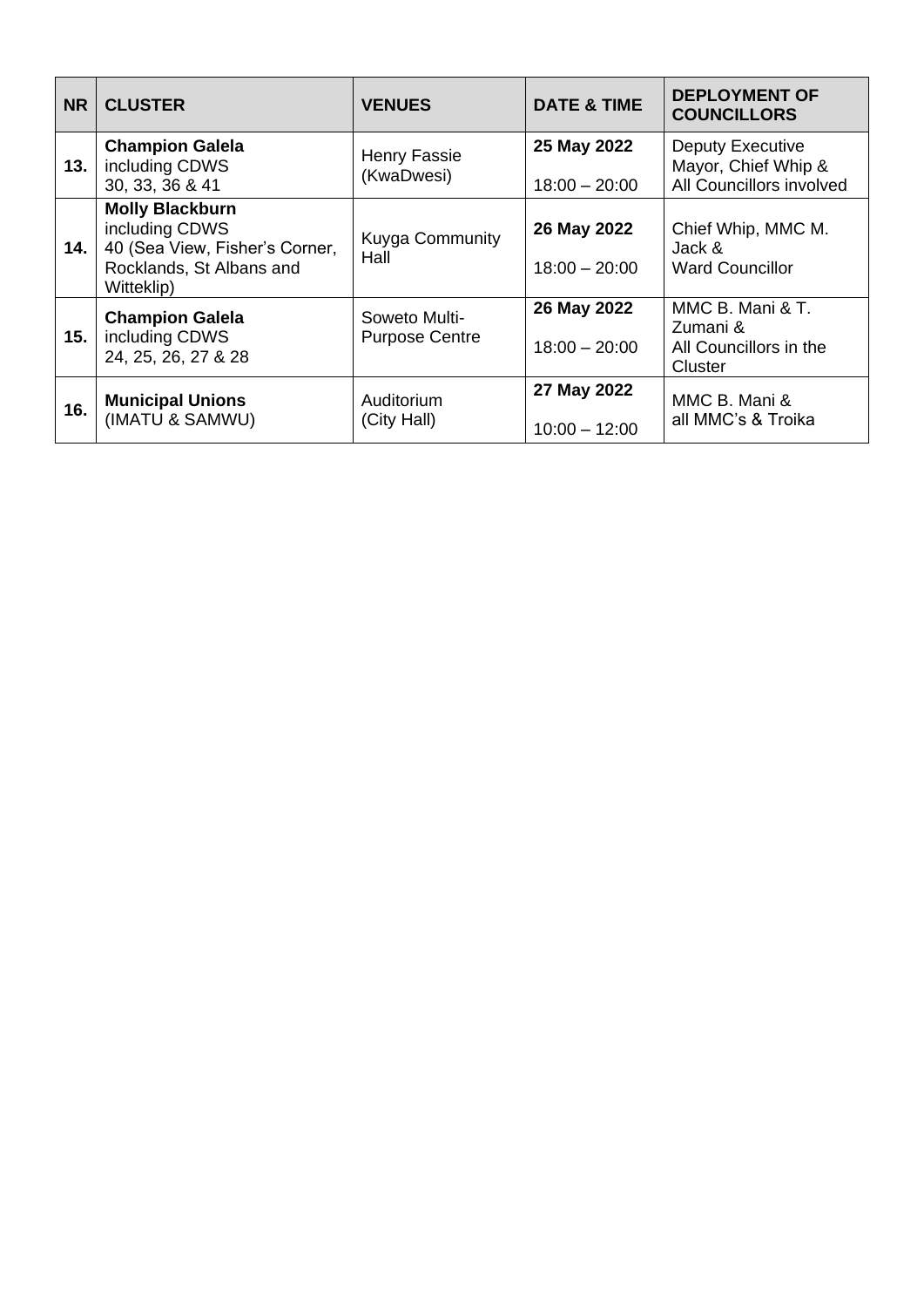| NR | CLUSTER | VENUES | DATE & TIME | DEPLOYMENT OF COUNCILLORS |
|---|---|---|---|---|
| 13. | **Champion Galela** including CDWS 30, 33, 36 & 41 | Henry Fassie (KwaDwesi) | **25 May 2022** 18:00 – 20:00 | Deputy Executive Mayor, Chief Whip & All Councillors involved |
| 14. | **Molly Blackburn** including CDWS 40 (Sea View, Fisher's Corner, Rocklands, St Albans and Witteklip) | Kuyga Community Hall | **26 May 2022** 18:00 – 20:00 | Chief Whip, MMC M. Jack & Ward Councillor |
| 15. | **Champion Galela** including CDWS 24, 25, 26, 27 & 28 | Soweto Multi-Purpose Centre | **26 May 2022** 18:00 – 20:00 | MMC B. Mani & T. Zumani & All Councillors in the Cluster |
| 16. | **Municipal Unions** (IMATU & SAMWU) | Auditorium (City Hall) | **27 May 2022** 10:00 – 12:00 | MMC B. Mani & all MMC's & Troika |